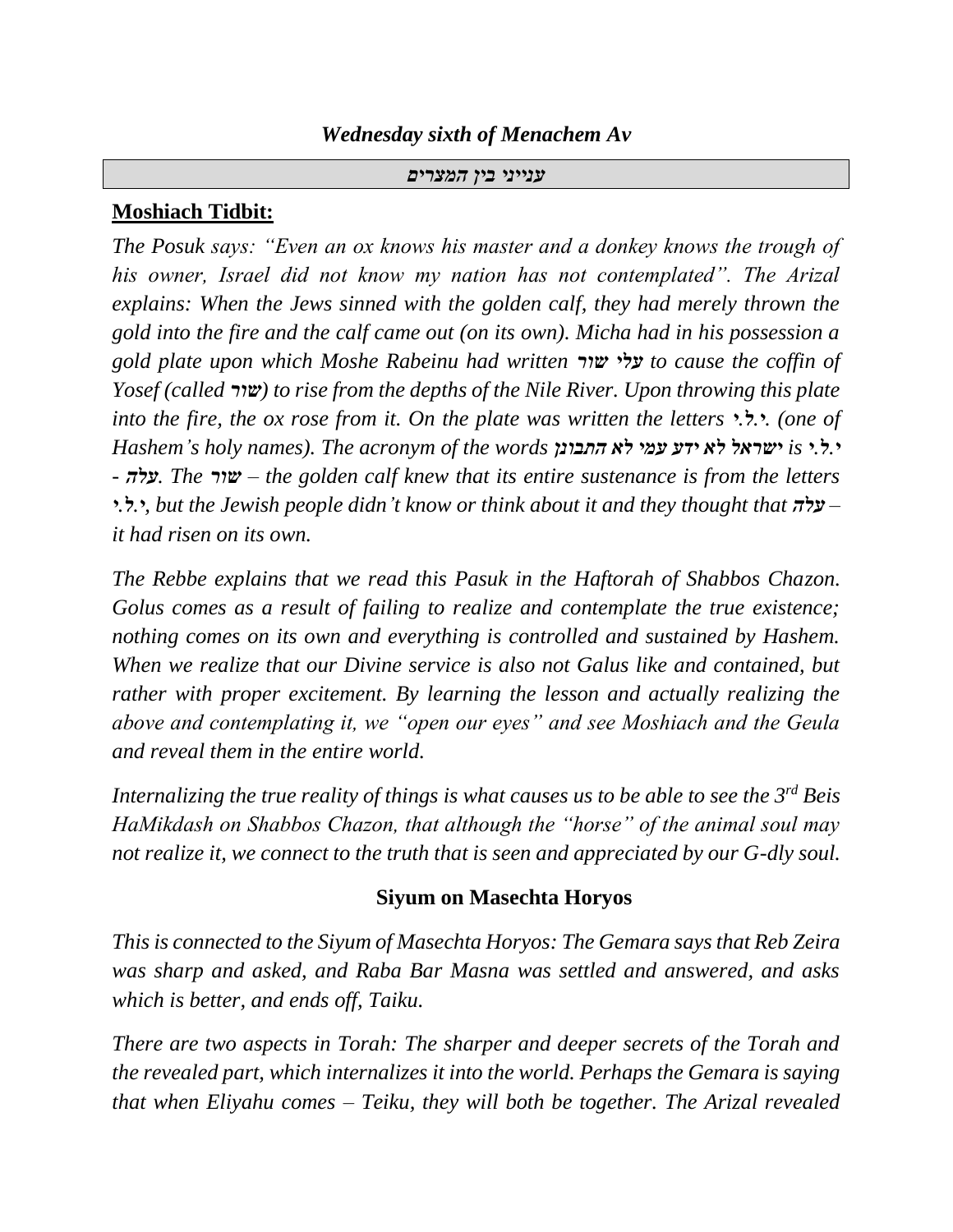### *Wednesday sixth of Menachem Av*

***ענייני בין המצרים***

**Moshiach Tidbit:**

*The Posuk says: "Even an ox knows his master and a donkey knows the trough of his owner, Israel did not know my nation has not contemplated". The Arizal explains: When the Jews sinned with the golden calf, they had merely thrown the gold into the fire and the calf came out (on its own). Micha had in his possession a gold plate upon which Moshe Rabeinu had written* ***עלי שור*** *to cause the coffin of Yosef (called* ***שור****) to rise from the depths of the Nile River. Upon throwing this plate into the fire, the ox rose from it. On the plate was written the letters י.ל.י. (one of Hashem's holy names). The acronym of the words* ***ישראל לא ידע עמי לא התבונן*** *is י.ל.י -* ***עלה****. The* ***שור*** *– the golden calf knew that its entire sustenance is from the letters י.ל.י, but the Jewish people didn't know or think about it and they thought that* ***עלה*** *– it had risen on its own.*

*The Rebbe explains that we read this Pasuk in the Haftorah of Shabbos Chazon. Golus comes as a result of failing to realize and contemplate the true existence; nothing comes on its own and everything is controlled and sustained by Hashem. When we realize that our Divine service is also not Galus like and contained, but rather with proper excitement. By learning the lesson and actually realizing the above and contemplating it, we "open our eyes" and see Moshiach and the Geula and reveal them in the entire world.*

*Internalizing the true reality of things is what causes us to be able to see the 3rd Beis HaMikdash on Shabbos Chazon, that although the "horse" of the animal soul may not realize it, we connect to the truth that is seen and appreciated by our G-dly soul.*

**Siyum on Masechta Horyos**

*This is connected to the Siyum of Masechta Horyos: The Gemara says that Reb Zeira was sharp and asked, and Raba Bar Masna was settled and answered, and asks which is better, and ends off, Taiku.*

*There are two aspects in Torah: The sharper and deeper secrets of the Torah and the revealed part, which internalizes it into the world. Perhaps the Gemara is saying that when Eliyahu comes – Teiku, they will both be together. The Arizal revealed*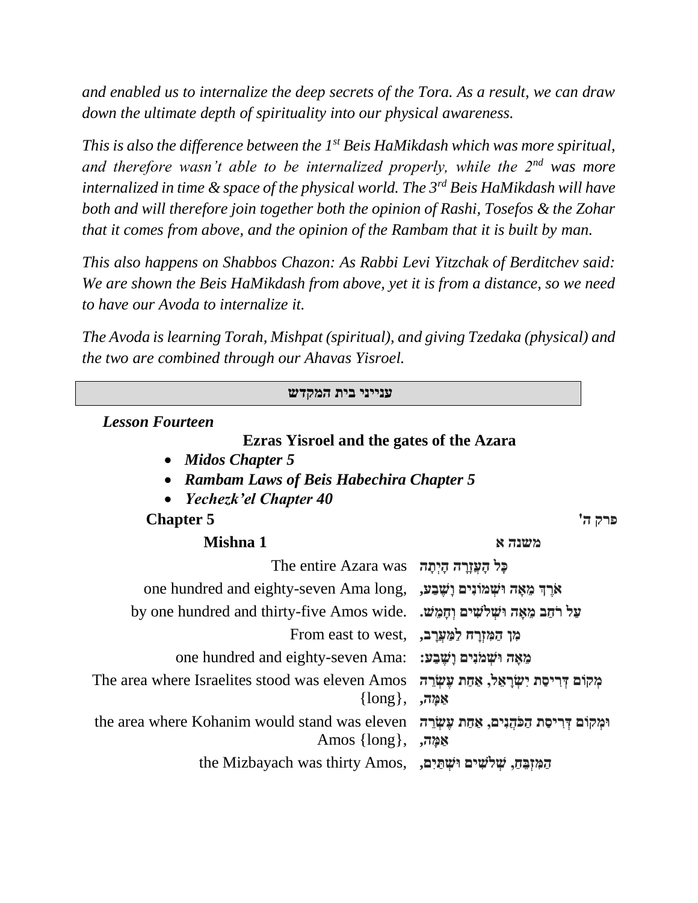*and enabled us to internalize the deep secrets of the Tora. As a result, we can draw down the ultimate depth of spirituality into our physical awareness.*

*This is also the difference between the 1st Beis HaMikdash which was more spiritual, and therefore wasn't able to be internalized properly, while the 2nd was more internalized in time & space of the physical world. The 3rd Beis HaMikdash will have both and will therefore join together both the opinion of Rashi, Tosefos & the Zohar that it comes from above, and the opinion of the Rambam that it is built by man.*

*This also happens on Shabbos Chazon: As Rabbi Levi Yitzchak of Berditchev said: We are shown the Beis HaMikdash from above, yet it is from a distance, so we need to have our Avoda to internalize it.*

*The Avoda is learning Torah, Mishpat (spiritual), and giving Tzedaka (physical) and the two are combined through our Ahavas Yisroel.*

**ענייני בית המקדש**

***Lesson Fourteen***

**Ezras Yisroel and the gates of the Azara**

- ***Midos Chapter 5***
- ***Rambam Laws of Beis Habechira Chapter 5***
- ***Yechezk'el Chapter 40***

**Chapter 5** — פרק ה'

**Mishna 1** — **משנה א**

| | |
|---|---|
| The entire Azara was | **כָּל הָעֲזָרָה הָיְתָה** |
| one hundred and eighty-seven Ama long, | **אֹרֶךְ מֵאָה וּשְׁמוֹנִים וָשֶׁבַע,** |
| by one hundred and thirty-five Amos wide. | **עַל רֹחַב מֵאָה וּשְׁלֹשִׁים וְחָמֵשׁ.** |
| From east to west, | **מִן הַמִּזְרָח לַמַּעֲרָב,** |
| one hundred and eighty-seven Ama: | **מֵאָה וּשְׁמֹנִים וָשֶׁבַע:** |
| The area where Israelites stood was eleven Amos {long}, | **מְקוֹם דְּרִיסַת יִשְׂרָאֵל, אַחַת עֶשְׂרֵה אַמָּה,** |
| the area where Kohanim would stand was eleven Amos {long}, | **וּמְקוֹם דְּרִיסַת הַכֹּהֲנִים, אַחַת עֶשְׂרֵה אַמָּה,** |
| the Mizbayach was thirty Amos, | **הַמִּזְבֵּחַ, שְׁלֹשִׁים וּשְׁתַּיִם,** |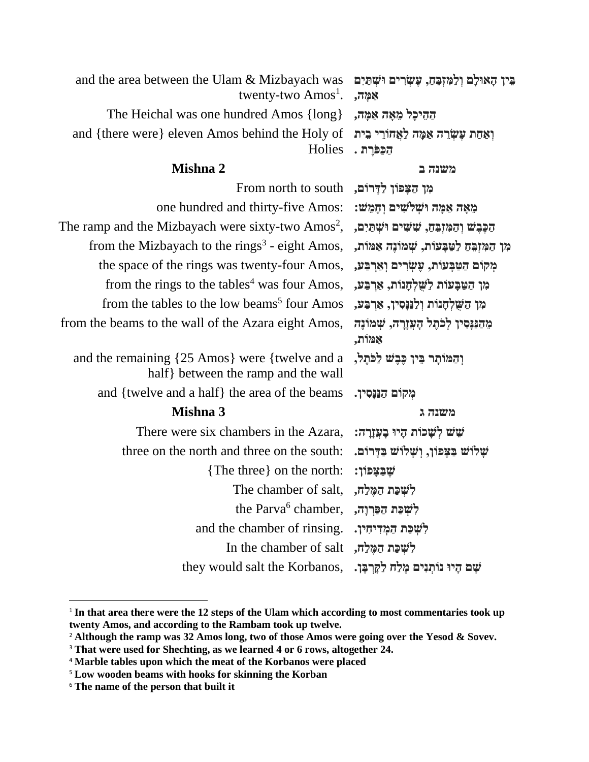| | |
|---|---|
| and the area between the Ulam & Mizbayach was twenty-two Amos[1]. | בֵּין הָאוּלָם וְלַמִּזְבֵּחַ, עֶשְׂרִים וּשְׁתַּיִם אַמָּה, |
| The Heichal was one hundred Amos {long} | הַהֵיכָל מֵאָה אַמָּה, |
| and {there were} eleven Amos behind the Holy of Holies | וְאַחַת עֶשְׂרֵה אַמָּה לַאֲחוֹרֵי בֵּית הַכַּפֹּרֶת . |

| **Mishna 2** | **משנה ב** |
|---|---|
| From north to south | מִן הַצָּפוֹן לַדָּרוֹם, |
| one hundred and thirty-five Amos: | מֵאָה אַמָּה וּשְׁלֹשִׁים וְחָמֵשׁ: |
| The ramp and the Mizbayach were sixty-two Amos[2], | הַכֶּבֶשׁ וְהַמִּזְבֵּחַ, שִׁשִּׁים וּשְׁתַּיִם, |
| from the Mizbayach to the rings[3] - eight Amos, | מִן הַמִּזְבֵּחַ לַטַּבָּעוֹת, שְׁמוֹנֶה אַמּוֹת, |
| the space of the rings was twenty-four Amos, | מְקוֹם הַטַּבָּעוֹת, עֶשְׂרִים וְאַרְבַּע, |
| from the rings to the tables[4] was four Amos, | מִן הַטַּבָּעוֹת לַשֻּׁלְחָנוֹת, אַרְבַּע, |
| from the tables to the low beams[5] four Amos | מִן הַשֻּׁלְחָנוֹת וְלַנַּנָּסִין, אַרְבַּע, |
| from the beams to the wall of the Azara eight Amos, | מֵהַנַּנָּסִין לְכֹתֶל הָעֲזָרָה, שְׁמוֹנֶה אַמּוֹת, |
| and the remaining {25 Amos} were {twelve and a half} between the ramp and the wall | וְהַמּוֹתָר בֵּין כֶּבֶשׁ לַכֹּתֶל, |
| and {twelve and a half} the area of the beams | מְקוֹם הַנַּנָּסִין. |

| **Mishna 3** | **משנה ג** |
|---|---|
| There were six chambers in the Azara, | שֵׁשׁ לְשָׁכוֹת הָיוּ בָעֲזָרָה: |
| three on the north and three on the south: | שָׁלֹשׁ בַּצָּפוֹן, וְשָׁלֹשׁ בַּדָּרוֹם. |
| {The three} on the north: | שֶׁבַּצָּפוֹן: |
| The chamber of salt, | לִשְׁכַּת הַמֶּלַח, |
| the Parva[6] chamber, | לִשְׁכַּת הַפַּרְוָה, |
| and the chamber of rinsing. | לִשְׁכַּת הַמְדִיחִין. |
| In the chamber of salt | לִשְׁכַּת הַמֶּלַח, |
| they would salt the Korbanos, | שָׁם הָיוּ נוֹתְנִים מֶלַח לַקָּרְבָּן. |

---

[1] **In that area there were the 12 steps of the Ulam which according to most commentaries took up twenty Amos, and according to the Rambam took up twelve.**

[2] **Although the ramp was 32 Amos long, two of those Amos were going over the Yesod & Sovev.**

[3] **That were used for Shechting, as we learned 4 or 6 rows, altogether 24.**

[4] **Marble tables upon which the meat of the Korbanos were placed**

[5] **Low wooden beams with hooks for skinning the Korban**

[6] **The name of the person that built it**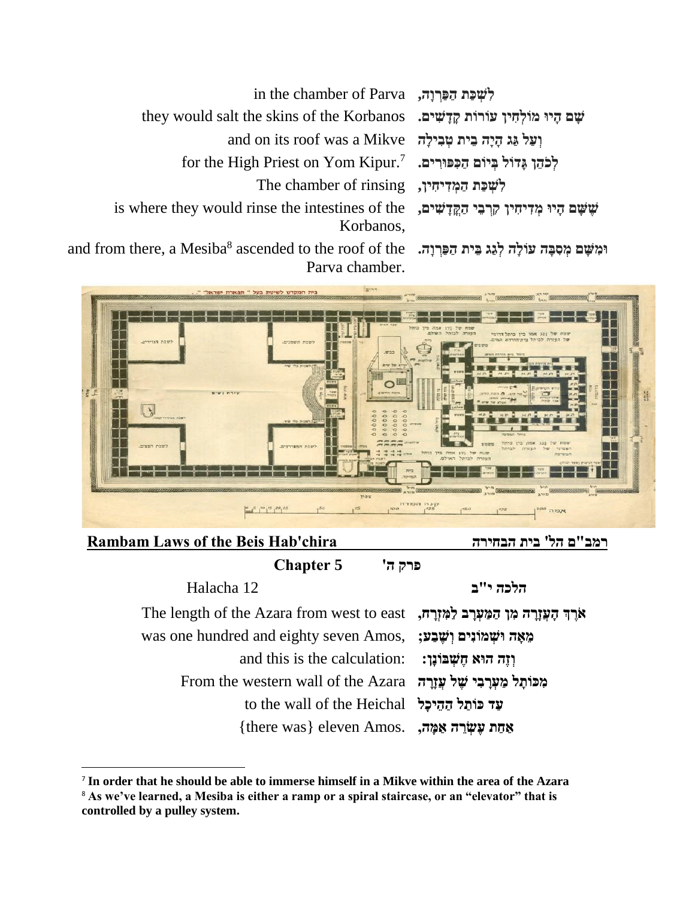| | |
|---|---|
| in the chamber of Parva | לִשְׁכַּת הַפַּרְוָה, |
| they would salt the skins of the Korbanos | שָׁם הָיוּ מוֹלְחִין עוֹרוֹת קָדָשִׁים. |
| and on its roof was a Mikve | וְעַל גַּג הָיָה בֵית טְבִילָה |
| for the High Priest on Yom Kipur.[7] | לְכֹהֵן גָּדוֹל בְּיוֹם הַכִּפּוּרִים. |
| The chamber of rinsing | לִשְׁכַּת הַמְּדִיחִין, |
| is where they would rinse the intestines of the Korbanos, | שֶׁשָּׁם הָיוּ מְדִיחִין קִרְבֵי הַקֳּדָשִׁים, |
| and from there, a Mesiba[8] ascended to the roof of the Parva chamber. | וּמִשָּׁם מְסִבָּה עוֹלָה לְגַג בֵּית הַפַּרְוָה. |

## Rambam Laws of the Beis Hab'chira — רמב"ם הל' בית הבחירה

### Chapter 5 — פרק ה'

| | |
|---|---|
| Halacha 12 | הלכה י"ב |
| The length of the Azara from west to east | אֹרֶךְ הָעֲזָרָה מִן הַמַּעֲרָב לַמִּזְרָח, |
| was one hundred and eighty seven Amos, | מֵאָה וּשְׁמוֹנִים וְשֶׁבַע; |
| and this is the calculation: | וְזֶה הוּא חֶשְׁבּוֹנָן: |
| From the western wall of the Azara | מִכּוֹתֶל מַעֲרָבִי שֶׁל עֲזָרָה |
| to the wall of the Heichal | עַד כּוֹתֶל הַהֵיכָל |
| {there was} eleven Amos. | אַחַת עֶשְׂרֵה אַמָּה, |

[7] **In order that he should be able to immerse himself in a Mikve within the area of the Azara**

[8] **As we've learned, a Mesiba is either a ramp or a spiral staircase, or an "elevator" that is controlled by a pulley system.**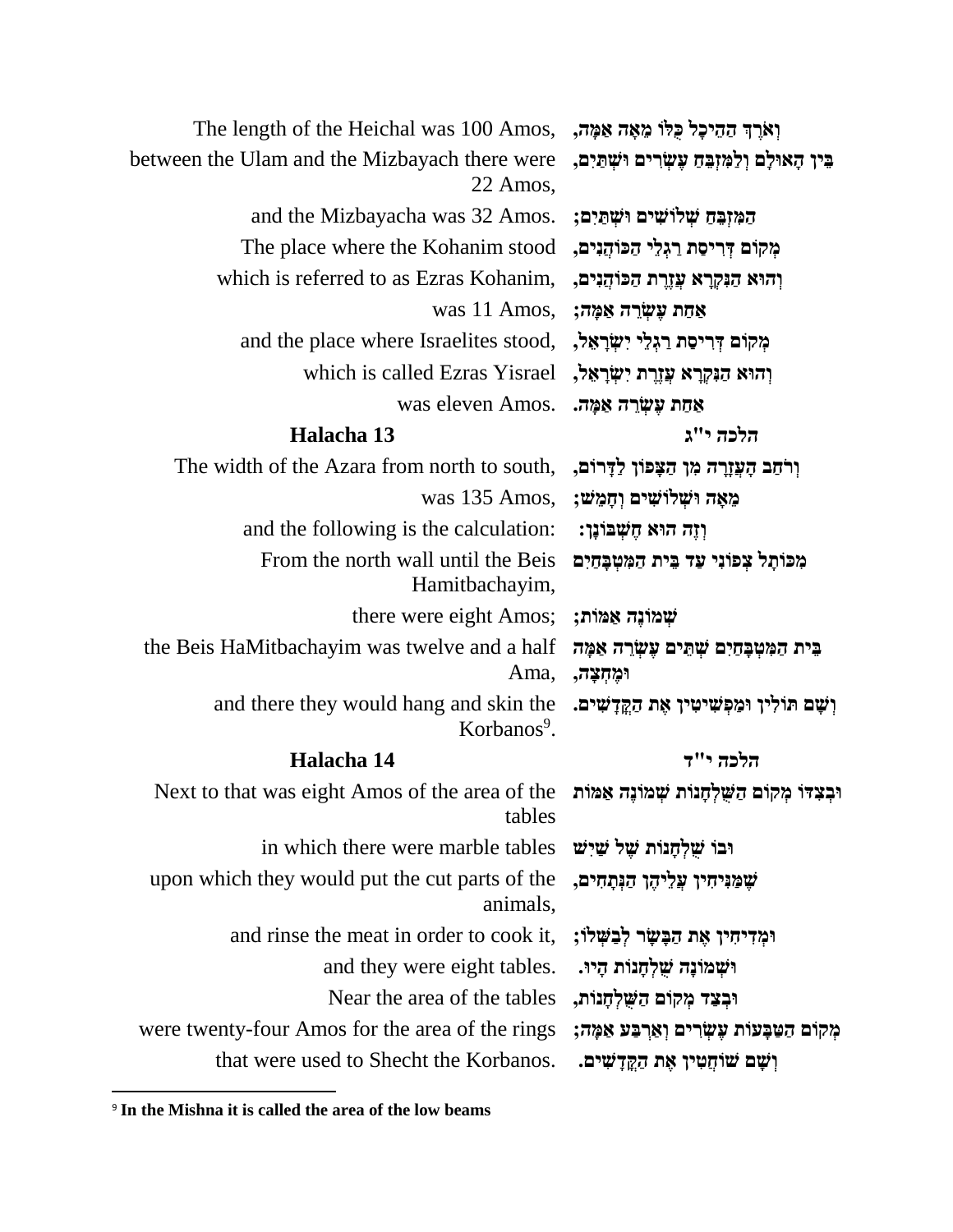| | |
|---|---|
| The length of the Heichal was 100 Amos, | וְאֹרֶךְ הַהֵיכָל כֻּלּוֹ מֵאָה אַמָּה, |
| between the Ulam and the Mizbayach there were 22 Amos, | בֵּין הָאוּלָם וְלַמִּזְבֵּחַ עֶשְׂרִים וּשְׁתַּיִם, |
| and the Mizbayacha was 32 Amos. | הַמִּזְבֵּחַ שְׁלוֹשִׁים וּשְׁתַּיִם; |
| The place where the Kohanim stood | מְקוֹם דְּרִיסַת רַגְלֵי הַכּוֹהֲנִים, |
| which is referred to as Ezras Kohanim, | וְהוּא הַנִּקְרָא עֶזְרַת הַכּוֹהֲנִים, |
| was 11 Amos, | אַחַת עֶשְׂרֵה אַמָּה; |
| and the place where Israelites stood, | מְקוֹם דְּרִיסַת רַגְלֵי יִשְׂרָאֵל, |
| which is called Ezras Yisrael | וְהוּא הַנִּקְרָא עֶזְרַת יִשְׂרָאֵל, |
| was eleven Amos. | אַחַת עֶשְׂרֵה אַמָּה. |
| **Halacha 13** | **הלכה י"ג** |
| The width of the Azara from north to south, | וְרֹחַב הָעֲזָרָה מִן הַצָּפוֹן לַדָּרוֹם, |
| was 135 Amos, | מֵאָה וּשְׁלוֹשִׁים וְחָמֵשׁ; |
| and the following is the calculation: | וְזֶה הוּא חֶשְׁבּוֹנָן: |
| From the north wall until the Beis Hamitbachayim, | מִכּוֹתֶל צְפוֹנִי עַד בֵּית הַמִּטְבָּחַיִם |
| there were eight Amos; | שְׁמוֹנֶה אַמּוֹת; |
| the Beis HaMitbachayim was twelve and a half Ama, | בֵּית הַמִּטְבָּחַיִם שְׁתֵּים עֶשְׂרֵה אַמָּה וּמֶחֱצָה, |
| and there they would hang and skin the Korbanos[9]. | וְשָׁם תּוֹלִין וּמַפְשִׁיטִין אֶת הַקֳּדָשִׁים. |
| **Halacha 14** | **הלכה י"ד** |
| Next to that was eight Amos of the area of the tables | וּבְצִדּוֹ מְקוֹם הַשֻּׁלְחָנוֹת שְׁמוֹנֶה אַמּוֹת |
| in which there were marble tables | וּבוֹ שֻׁלְחָנוֹת שֶׁל שַׁיִשׁ |
| upon which they would put the cut parts of the animals, | שֶׁמַּנִּיחִין עֲלֵיהֶן הַנְּתָחִים, |
| and rinse the meat in order to cook it, | וּמְדִיחִין אֶת הַבָּשָׂר לְבַשְּׁלוֹ; |
| and they were eight tables. | וּשְׁמוֹנָה שֻׁלְחָנוֹת הָיוּ. |
| Near the area of the tables | וּבְצַד מְקוֹם הַשֻּׁלְחָנוֹת, |
| were twenty-four Amos for the area of the rings | מְקוֹם הַטַּבָּעוֹת עֶשְׂרִים וְאַרְבַּע אַמָּה; |
| that were used to Shecht the Korbanos. | וְשָׁם שׁוֹחֲטִין אֶת הַקֳּדָשִׁים. |

[9] **In the Mishna it is called the area of the low beams**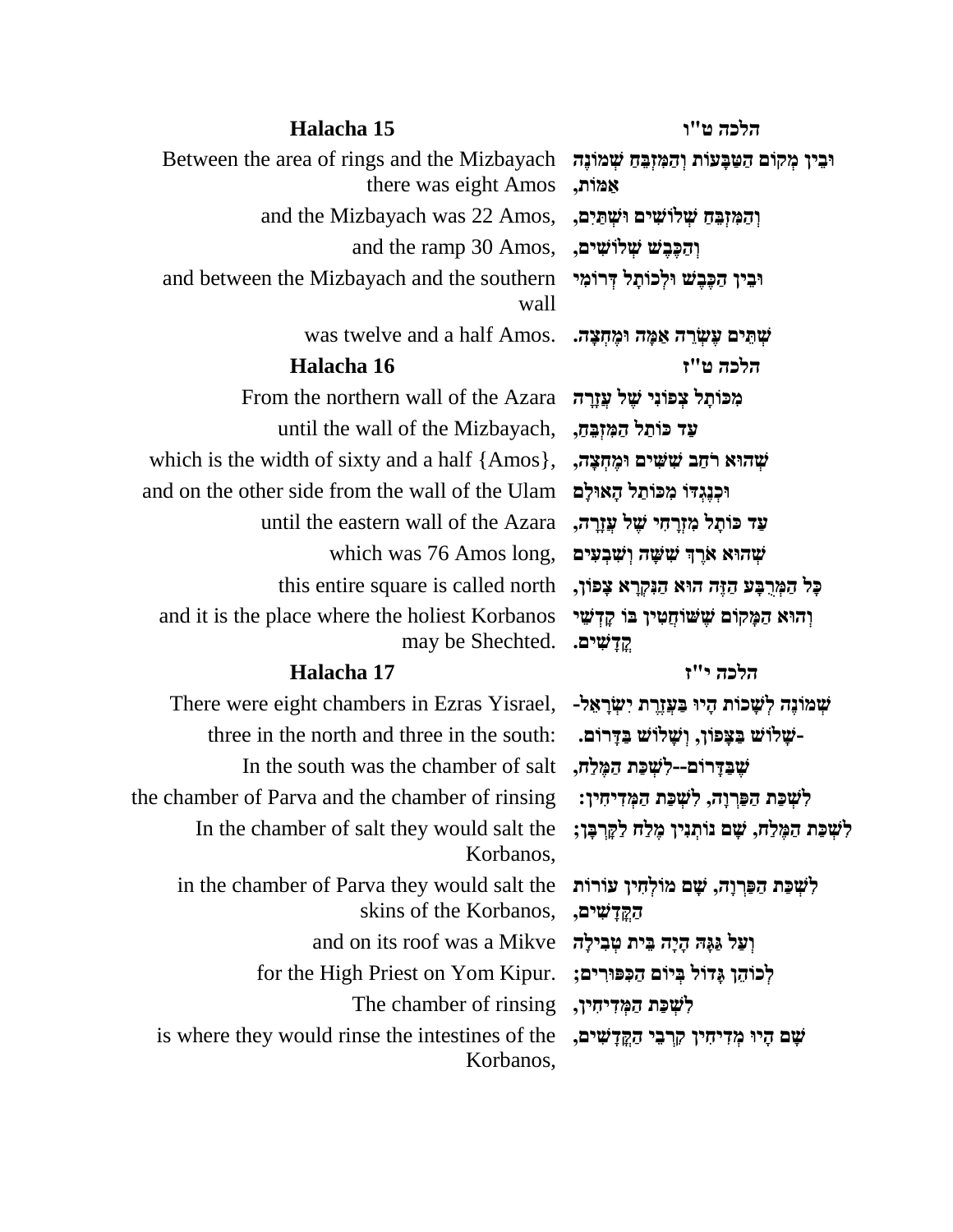| **Halacha 15** | **הלכה ט"ו** |
|---|---|
| Between the area of rings and the Mizbayach there was eight Amos | וּבֵין מְקוֹם הַטַּבָּעוֹת וְהַמִּזְבֵּחַ שְׁמוֹנֶה אַמּוֹת, |
| and the Mizbayach was 22 Amos, | וְהַמִּזְבֵּחַ שְׁלוֹשִׁים וּשְׁתַּיִם, |
| and the ramp 30 Amos, | וְהַכֶּבֶשׁ שְׁלוֹשִׁים, |
| and between the Mizbayach and the southern wall | וּבֵין הַכֶּבֶשׁ וּלְכוֹתָל דְּרוֹמִי |
| was twelve and a half Amos. | שְׁתֵּים עֶשְׂרֵה אַמָּה וּמֶחֱצָה. |
| **Halacha 16** | **הלכה ט"ז** |
| From the northern wall of the Azara | מִכּוֹתָל צְפוֹנִי שֶׁל עֲזָרָה |
| until the wall of the Mizbayach, | עַד כּוֹתֵל הַמִּזְבֵּחַ, |
| which is the width of sixty and a half {Amos}, | שֶׁהוּא רֹחַב שִׁשִּׁים וּמֶחֱצָה, |
| and on the other side from the wall of the Ulam | וּכְנֶגְדּוֹ מִכּוֹתַל הָאוּלָם |
| until the eastern wall of the Azara | עַד כּוֹתָל מִזְרָחִי שֶׁל עֲזָרָה, |
| which was 76 Amos long, | שֶׁהוּא אֹרֶךְ שִׁשָּׁה וְשִׁבְעִים |
| this entire square is called north | כָּל הַמְּרֻבָּע הַזֶּה הוּא הַנִּקְרָא צָפוֹן, |
| and it is the place where the holiest Korbanos may be Shechted. | וְהוּא הַמָּקוֹם שֶׁשּׁוֹחֲטִין בּוֹ קָדְשֵׁי קָדָשִׁים. |
| **Halacha 17** | **הלכה י"ז** |
| There were eight chambers in Ezras Yisrael, | שְׁמוֹנֶה לְשָׁכוֹת הָיוּ בַּעֲזֶרֶת יִשְׂרָאֵל- |
| three in the north and three in the south: | -שָׁלוֹשׁ בַּצָּפוֹן, וְשָׁלוֹשׁ בַּדָּרוֹם. |
| In the south was the chamber of salt | שֶׁבַּדָּרוֹם--לִשְׁכַּת הַמֶּלַח, |
| the chamber of Parva and the chamber of rinsing | לִשְׁכַּת הַפַּרְוָה, לִשְׁכַּת הַמְּדִיחִין: |
| In the chamber of salt they would salt the Korbanos, | לִשְׁכַּת הַמֶּלַח, שָׁם נוֹתְנִין מֶלַח לַקָּרְבָּן; |
| in the chamber of Parva they would salt the skins of the Korbanos, | לִשְׁכַּת הַפַּרְוָה, שָׁם מוֹלְחִין עוֹרוֹת הַקֳּדָשִׁים, |
| and on its roof was a Mikve | וְעַל גַּגָּהּ הָיָה בֵּית טְבִילָה |
| for the High Priest on Yom Kipur. | לְכֹהֵן גָּדוֹל בְּיוֹם הַכִּפּוּרִים; |
| The chamber of rinsing | לִשְׁכַּת הַמְּדִיחִין, |
| is where they would rinse the intestines of the Korbanos, | שָׁם הָיוּ מְדִיחִין קִרְבֵי הַקֳּדָשִׁים, |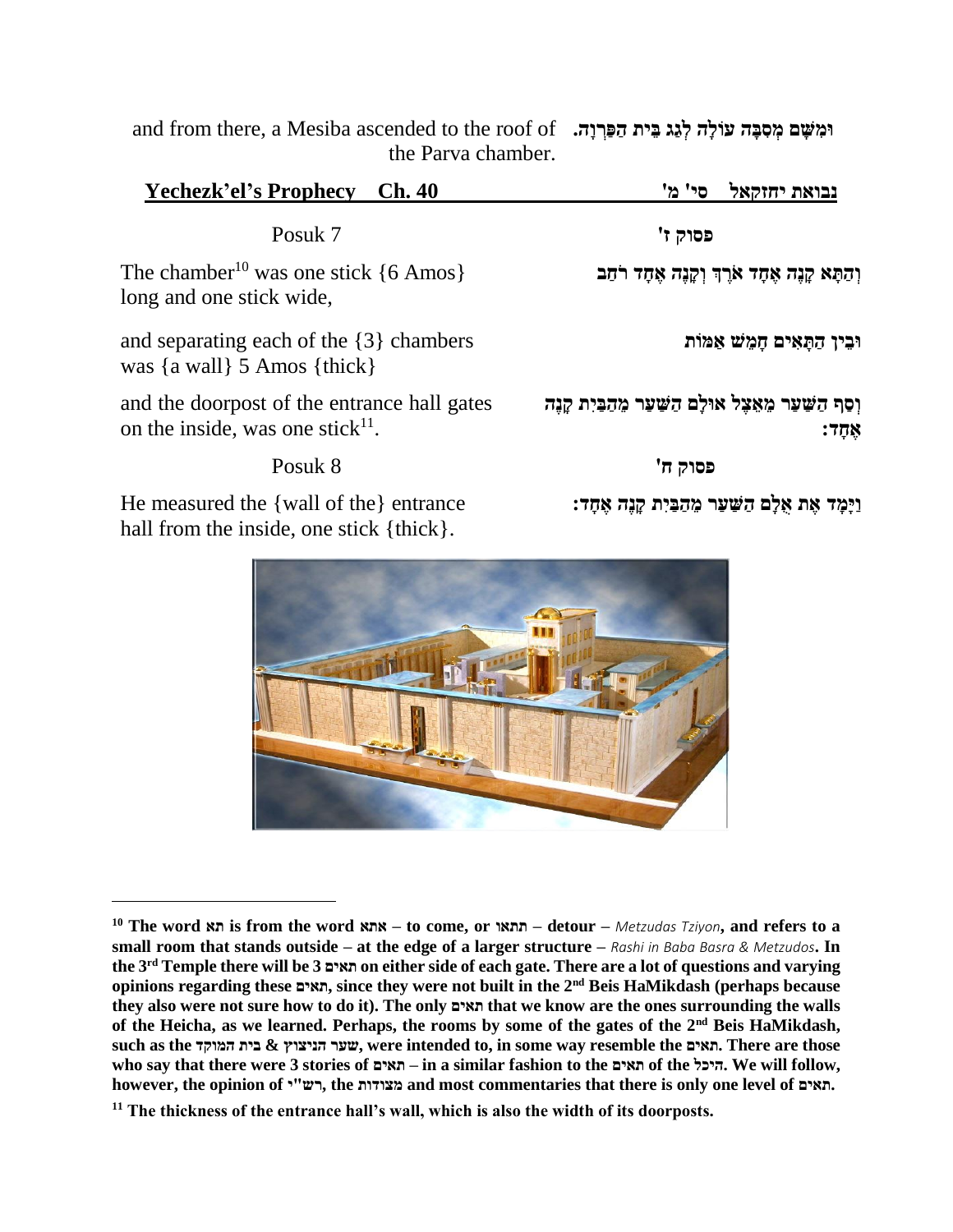and from there, a Mesiba ascended to the roof of the Parva chamber. | וּמִשָּׁם מְסִבָּה עוֹלָה לְגַג בֵּית הַפַּרְוָה.

## Yechezk'el's Prophecy Ch. 40 | נבואת יחזקאל סי' מ'

Posuk 7 | פסוק ז'

The chamber[10] was one stick {6 Amos} long and one stick wide, | וְהַתָּא קָנֶה אֶחָד אֹרֶךְ וְקָנֶה אֶחָד רֹחַב

and separating each of the {3} chambers was {a wall} 5 Amos {thick} | וּבֵין הַתָּאִים חָמֵשׁ אַמּוֹת

and the doorpost of the entrance hall gates on the inside, was one stick[11]. | וְסַף הַשַּׁעַר מֵאֵצֶל אוּלָם הַשַּׁעַר מֵהַבַּיִת קָנֶה אֶחָד:

Posuk 8 | פסוק ח'

He measured the {wall of the} entrance hall from the inside, one stick {thick}. | וַיָּמָד אֶת אֻלָם הַשַּׁעַר מֵהַבַּיִת קָנֶה אֶחָד:

---

**[10] The word תא is from the word אתא – to come, or תתאו – detour –** *Metzudas Tziyon*, **and refers to a small room that stands outside – at the edge of a larger structure –** *Rashi in Baba Basra & Metzudos*. **In the 3rd Temple there will be 3 תאים on either side of each gate. There are a lot of questions and varying opinions regarding these תאים, since they were not built in the 2nd Beis HaMikdash (perhaps because they also were not sure how to do it). The only תאים that we know are the ones surrounding the walls of the Heicha, as we learned. Perhaps, the rooms by some of the gates of the 2nd Beis HaMikdash, such as the שער הניצוץ & בית המוקד, were intended to, in some way resemble the תאים. There are those who say that there were 3 stories of תאים – in a similar fashion to the תאים of the היכל. We will follow, however, the opinion of רש"י, the מצודות and most commentaries that there is only one level of תאים.**

**[11] The thickness of the entrance hall's wall, which is also the width of its doorposts.**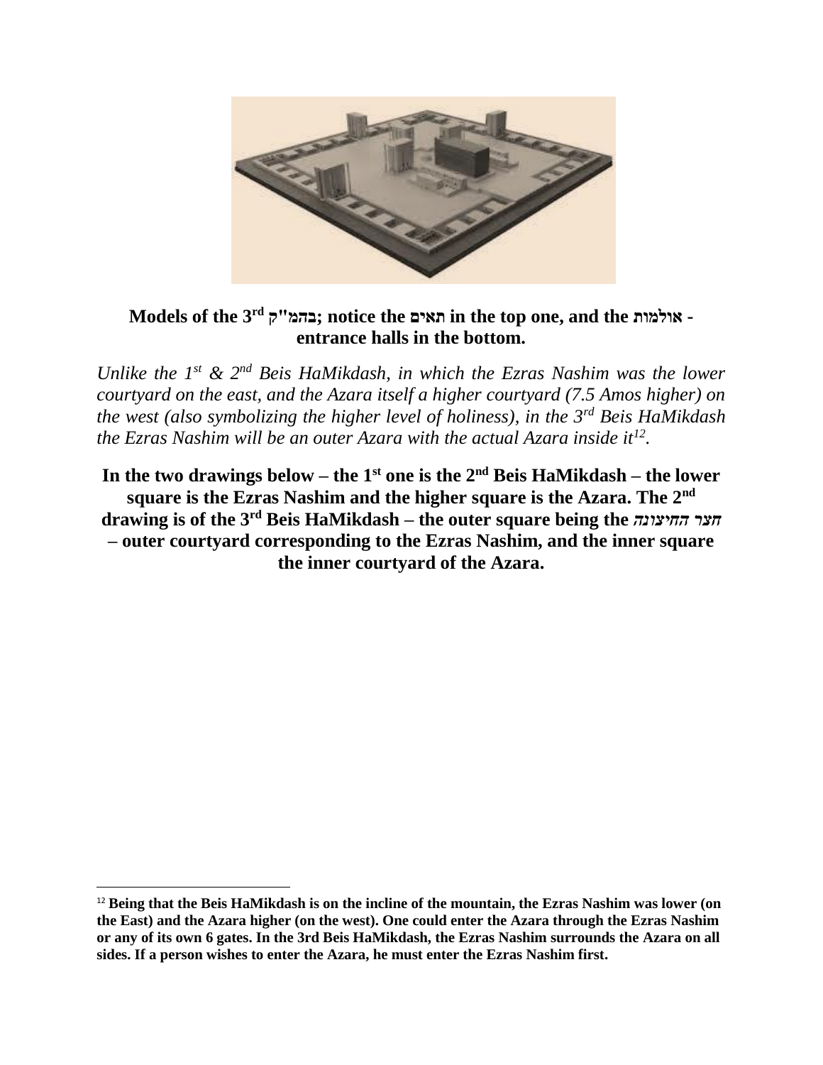**Models of the 3rd בהמ"ק; notice the תאים in the top one, and the אולמות - entrance halls in the bottom.**

*Unlike the 1st & 2nd Beis HaMikdash, in which the Ezras Nashim was the lower courtyard on the east, and the Azara itself a higher courtyard (7.5 Amos higher) on the west (also symbolizing the higher level of holiness), in the 3rd Beis HaMikdash the Ezras Nashim will be an outer Azara with the actual Azara inside it[12].*

**In the two drawings below – the 1st one is the 2nd Beis HaMikdash – the lower square is the Ezras Nashim and the higher square is the Azara. The 2nd drawing is of the 3rd Beis HaMikdash – the outer square being the *חצר החיצונה* – outer courtyard corresponding to the Ezras Nashim, and the inner square the inner courtyard of the Azara.**

---

[12] **Being that the Beis HaMikdash is on the incline of the mountain, the Ezras Nashim was lower (on the East) and the Azara higher (on the west). One could enter the Azara through the Ezras Nashim or any of its own 6 gates. In the 3rd Beis HaMikdash, the Ezras Nashim surrounds the Azara on all sides. If a person wishes to enter the Azara, he must enter the Ezras Nashim first.**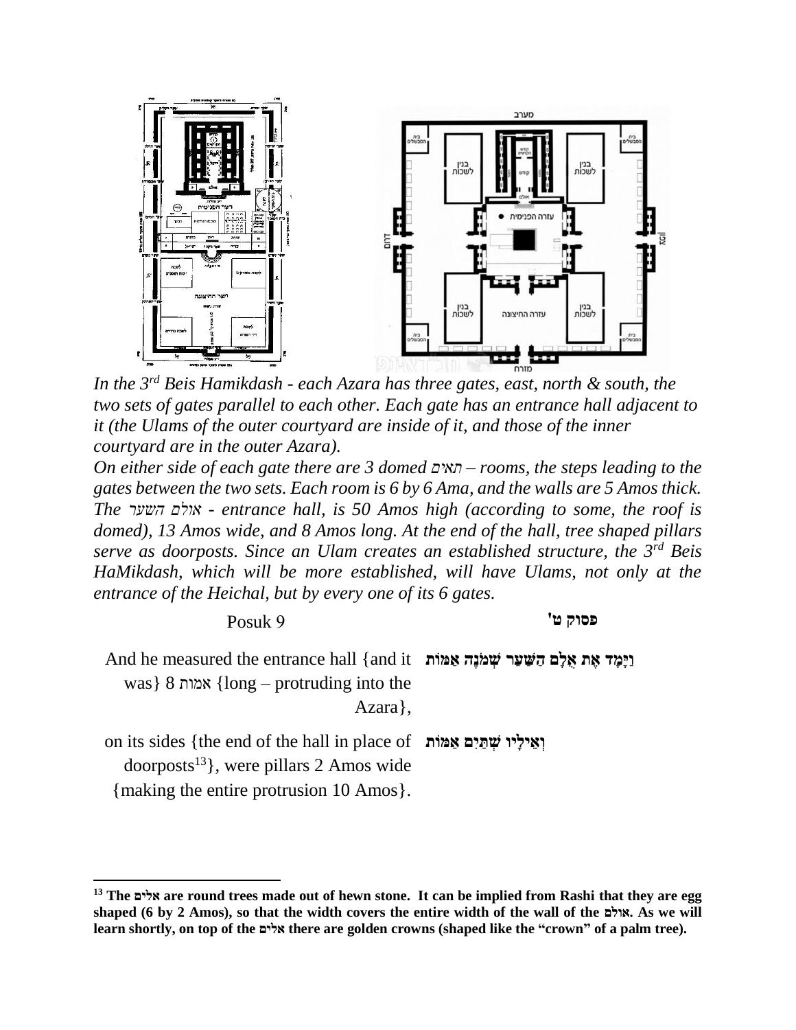*In the 3rd Beis Hamikdash - each Azara has three gates, east, north & south, the two sets of gates parallel to each other. Each gate has an entrance hall adjacent to it (the Ulams of the outer courtyard are inside of it, and those of the inner courtyard are in the outer Azara).*

*On either side of each gate there are 3 domed תאים – rooms, the steps leading to the gates between the two sets. Each room is 6 by 6 Ama, and the walls are 5 Amos thick. The אולם השער - entrance hall, is 50 Amos high (according to some, the roof is domed), 13 Amos wide, and 8 Amos long. At the end of the hall, tree shaped pillars serve as doorposts. Since an Ulam creates an established structure, the 3rd Beis HaMikdash, which will be more established, will have Ulams, not only at the entrance of the Heichal, but by every one of its 6 gates.*

| Posuk 9 | **פסוק ט'** |
|---|---|
| And he measured the entrance hall {and it was} 8 אמות {long – protruding into the Azara}, | **וַיָּמָד אֶת אֻלָם הַשַּׁעַר שְׁמֹנֶה אַמּוֹת** |
| on its sides {the end of the hall in place of doorposts[13]}, were pillars 2 Amos wide {making the entire protrusion 10 Amos}. | **וְאֵילָיו שְׁתַּיִם אַמּוֹת** |

---

**[13] The אלים are round trees made out of hewn stone. It can be implied from Rashi that they are egg shaped (6 by 2 Amos), so that the width covers the entire width of the wall of the אולם. As we will learn shortly, on top of the אלים there are golden crowns (shaped like the "crown" of a palm tree).**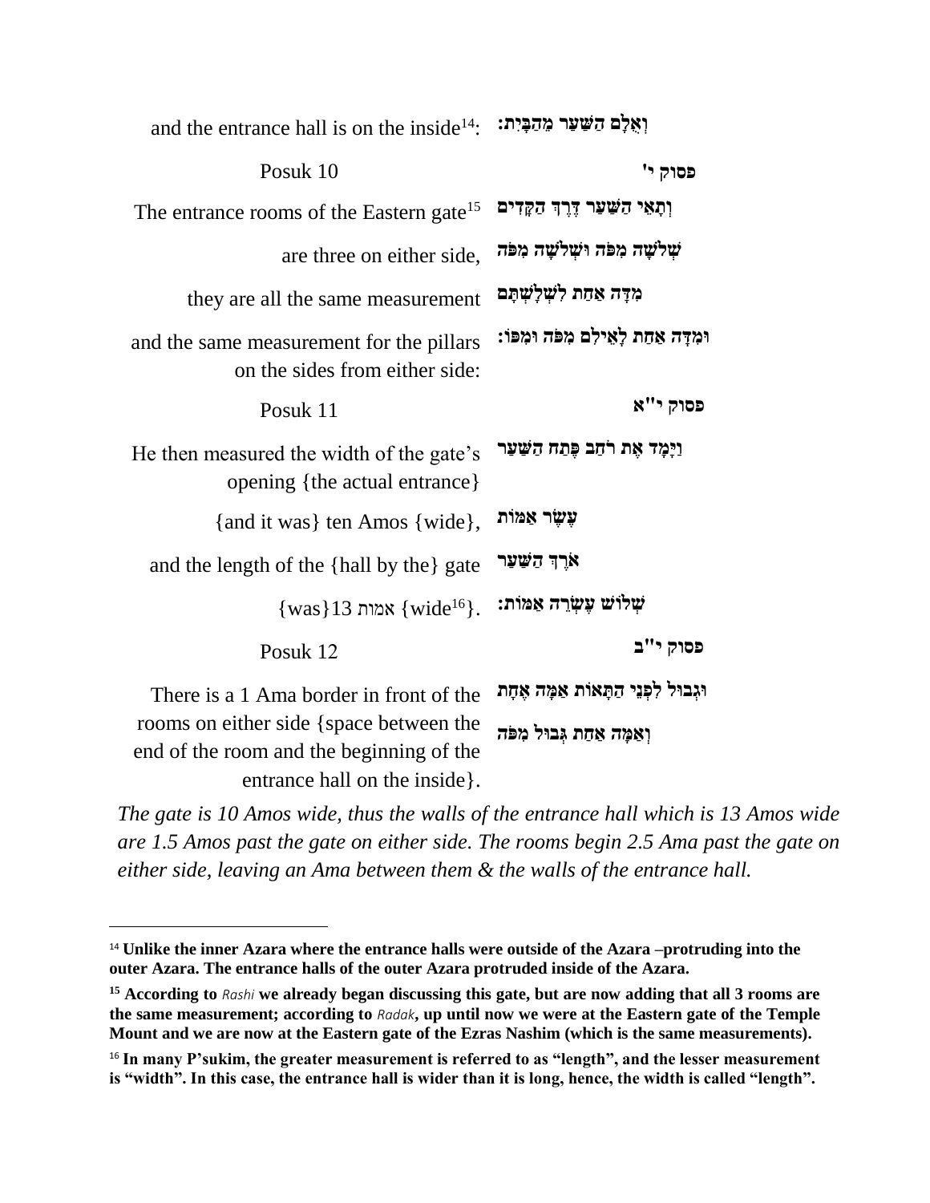| | |
|---|---|
| and the entrance hall is on the inside[14]: | וְאֻלָם הַשַּׁעַר מֵהַבָּיִת: |
| Posuk 10 | **פסוק י'** |
| The entrance rooms of the Eastern gate[15] | וְתָאֵי הַשַּׁעַר דֶּרֶךְ הַקָּדִים |
| are three on either side, | שְׁלֹשָׁה מִפֹּה וּשְׁלֹשָׁה מִפֹּה |
| they are all the same measurement | מִדָּה אַחַת לִשְׁלָשְׁתָּם |
| and the same measurement for the pillars on the sides from either side: | וּמִדָּה אַחַת לָאֵילִם מִפֹּה וּמִפּוֹ: |
| Posuk 11 | **פסוק י"א** |
| He then measured the width of the gate's opening {the actual entrance} | וַיָּמָד אֶת רֹחַב פֶּתַח הַשַּׁעַר |
| {and it was} ten Amos {wide}, | עֶשֶׂר אַמּוֹת |
| and the length of the {hall by the} gate | אֹרֶךְ הַשַּׁעַר |
| {was}13 אמות {wide[16]}. | שְׁלוֹשׁ עֶשְׂרֵה אַמּוֹת: |
| Posuk 12 | **פסוק י"ב** |
| There is a 1 Ama border in front of the rooms on either side {space between the end of the room and the beginning of the entrance hall on the inside}. | וּגְבוּל לִפְנֵי הַתָּאוֹת אַמָּה אֶחָת וְאַמָּה אַחַת גְּבוּל מִפֹּה |

*The gate is 10 Amos wide, thus the walls of the entrance hall which is 13 Amos wide are 1.5 Amos past the gate on either side. The rooms begin 2.5 Ama past the gate on either side, leaving an Ama between them & the walls of the entrance hall.*

---

[14] **Unlike the inner Azara where the entrance halls were outside of the Azara –protruding into the outer Azara. The entrance halls of the outer Azara protruded inside of the Azara.**

[15] **According to** *Rashi* **we already began discussing this gate, but are now adding that all 3 rooms are the same measurement; according to** *Radak***, up until now we were at the Eastern gate of the Temple Mount and we are now at the Eastern gate of the Ezras Nashim (which is the same measurements).**

[16] **In many P'sukim, the greater measurement is referred to as "length", and the lesser measurement is "width". In this case, the entrance hall is wider than it is long, hence, the width is called "length".**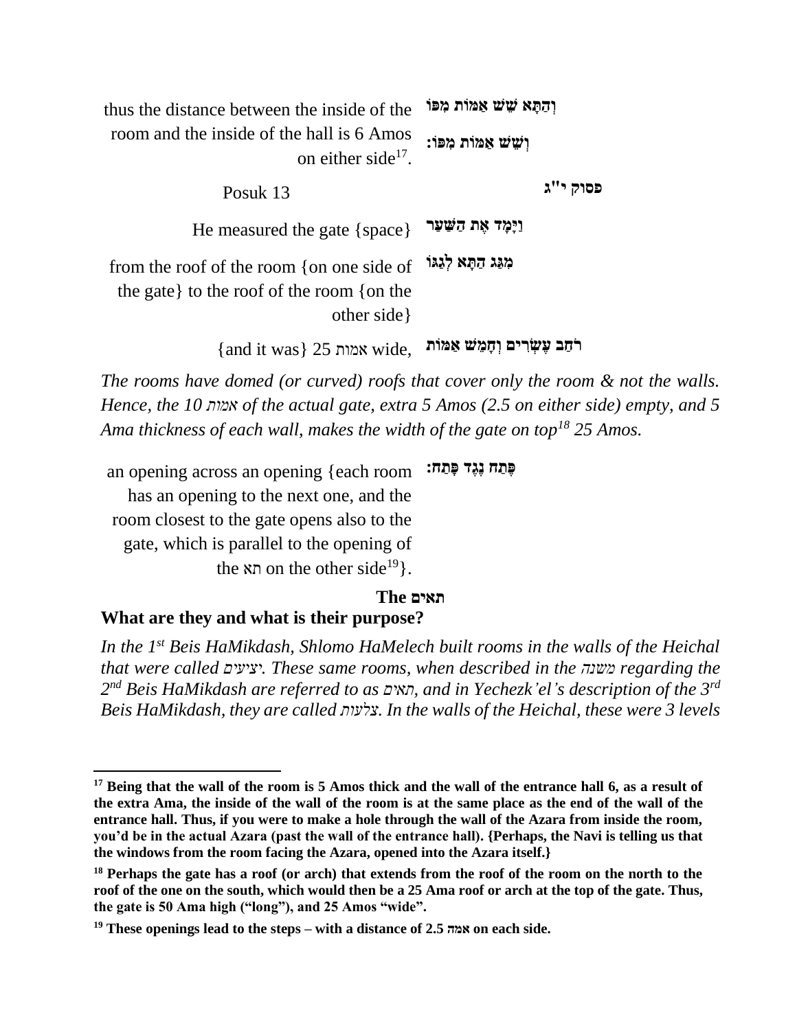| | |
|---|---|
| thus the distance between the inside of the room and the inside of the hall is 6 Amos on either side[17]. | וְהַתָּא שֵׁשׁ אַמּוֹת מִפּוֹ וְשֵׁשׁ אַמּוֹת מִפּוֹ: |
| Posuk 13 | **פסוק י"ג** |
| He measured the gate {space} | **וַיָּמָד אֶת הַשַּׁעַר** |
| from the roof of the room {on one side of the gate} to the roof of the room {on the other side} | **מִגַּג הַתָּא לְגַגּוֹ** |
| {and it was} 25 אמות wide, | **רֹחַב עֶשְׂרִים וְחָמֵשׁ אַמּוֹת** |

*The rooms have domed (or curved) roofs that cover only the room & not the walls. Hence, the 10 אמות of the actual gate, extra 5 Amos (2.5 on either side) empty, and 5 Ama thickness of each wall, makes the width of the gate on top[18] 25 Amos.*

| | |
|---|---|
| an opening across an opening {each room has an opening to the next one, and the room closest to the gate opens also to the gate, which is parallel to the opening of the תא on the other side[19]}. | **פֶּתַח נֶגֶד פָּתַח:** |

**The תאים**

**What are they and what is their purpose?**

*In the 1st Beis HaMikdash, Shlomo HaMelech built rooms in the walls of the Heichal that were called יציעים. These same rooms, when described in the משנה regarding the 2nd Beis HaMikdash are referred to as תאים, and in Yechezk'el's description of the 3rd Beis HaMikdash, they are called צלעות. In the walls of the Heichal, these were 3 levels*

---

[17] **Being that the wall of the room is 5 Amos thick and the wall of the entrance hall 6, as a result of the extra Ama, the inside of the wall of the room is at the same place as the end of the wall of the entrance hall. Thus, if you were to make a hole through the wall of the Azara from inside the room, you'd be in the actual Azara (past the wall of the entrance hall). {Perhaps, the Navi is telling us that the windows from the room facing the Azara, opened into the Azara itself.}**

[18] **Perhaps the gate has a roof (or arch) that extends from the roof of the room on the north to the roof of the one on the south, which would then be a 25 Ama roof or arch at the top of the gate. Thus, the gate is 50 Ama high ("long"), and 25 Amos "wide".**

[19] **These openings lead to the steps – with a distance of 2.5 אמה on each side.**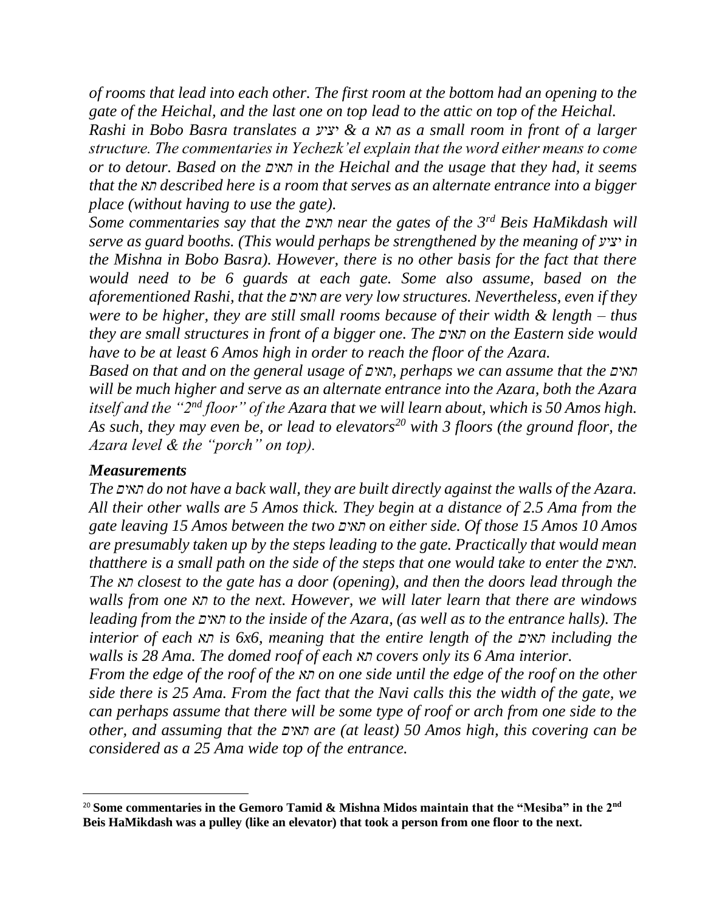*of rooms that lead into each other. The first room at the bottom had an opening to the gate of the Heichal, and the last one on top lead to the attic on top of the Heichal.*

*Rashi in Bobo Basra translates a יציע & a תא as a small room in front of a larger structure. The commentaries in Yechezk'el explain that the word either means to come or to detour. Based on the תאים in the Heichal and the usage that they had, it seems that the תא described here is a room that serves as an alternate entrance into a bigger place (without having to use the gate).*

*Some commentaries say that the תאים near the gates of the 3rd Beis HaMikdash will serve as guard booths. (This would perhaps be strengthened by the meaning of יציע in the Mishna in Bobo Basra). However, there is no other basis for the fact that there would need to be 6 guards at each gate. Some also assume, based on the aforementioned Rashi, that the תאים are very low structures. Nevertheless, even if they were to be higher, they are still small rooms because of their width & length – thus they are small structures in front of a bigger one. The תאים on the Eastern side would have to be at least 6 Amos high in order to reach the floor of the Azara.*

*Based on that and on the general usage of תאים, perhaps we can assume that the תאים will be much higher and serve as an alternate entrance into the Azara, both the Azara itself and the "2nd floor" of the Azara that we will learn about, which is 50 Amos high. As such, they may even be, or lead to elevators[20] with 3 floors (the ground floor, the Azara level & the "porch" on top).*

### *Measurements*

*The תאים do not have a back wall, they are built directly against the walls of the Azara. All their other walls are 5 Amos thick. They begin at a distance of 2.5 Ama from the gate leaving 15 Amos between the two תאים on either side. Of those 15 Amos 10 Amos are presumably taken up by the steps leading to the gate. Practically that would mean thatthere is a small path on the side of the steps that one would take to enter the תאים. The תא closest to the gate has a door (opening), and then the doors lead through the walls from one תא to the next. However, we will later learn that there are windows leading from the תאים to the inside of the Azara, (as well as to the entrance halls). The interior of each תא is 6x6, meaning that the entire length of the תאים including the walls is 28 Ama. The domed roof of each תא covers only its 6 Ama interior.*

*From the edge of the roof of the תא on one side until the edge of the roof on the other side there is 25 Ama. From the fact that the Navi calls this the width of the gate, we can perhaps assume that there will be some type of roof or arch from one side to the other, and assuming that the תאים are (at least) 50 Amos high, this covering can be considered as a 25 Ama wide top of the entrance.*

---

[20] **Some commentaries in the Gemoro Tamid & Mishna Midos maintain that the "Mesiba" in the 2nd Beis HaMikdash was a pulley (like an elevator) that took a person from one floor to the next.**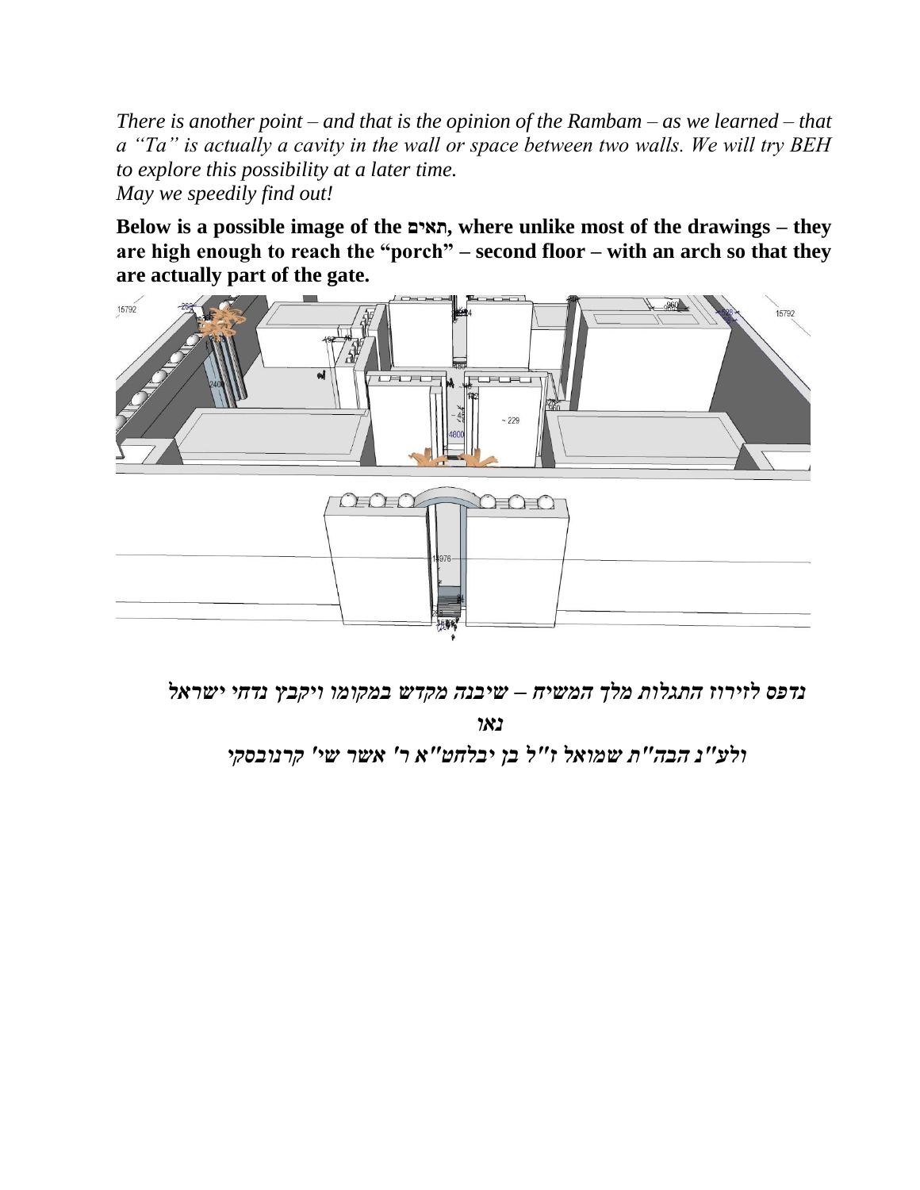*There is another point – and that is the opinion of the Rambam – as we learned – that a "Ta" is actually a cavity in the wall or space between two walls. We will try BEH to explore this possibility at a later time.*
*May we speedily find out!*

**Below is a possible image of the תאים, where unlike most of the drawings – they are high enough to reach the "porch" – second floor – with an arch so that they are actually part of the gate.**

*נדפס לזירוז התגלות מלך המשיח – שיבנה מקדש במקומו ויקבץ נדחי ישראל*

*נאו*

*ולע"נ הבה"ת שמואל ז"ל בן יבלחט"א ר' אשר שי' קרנובסקי*